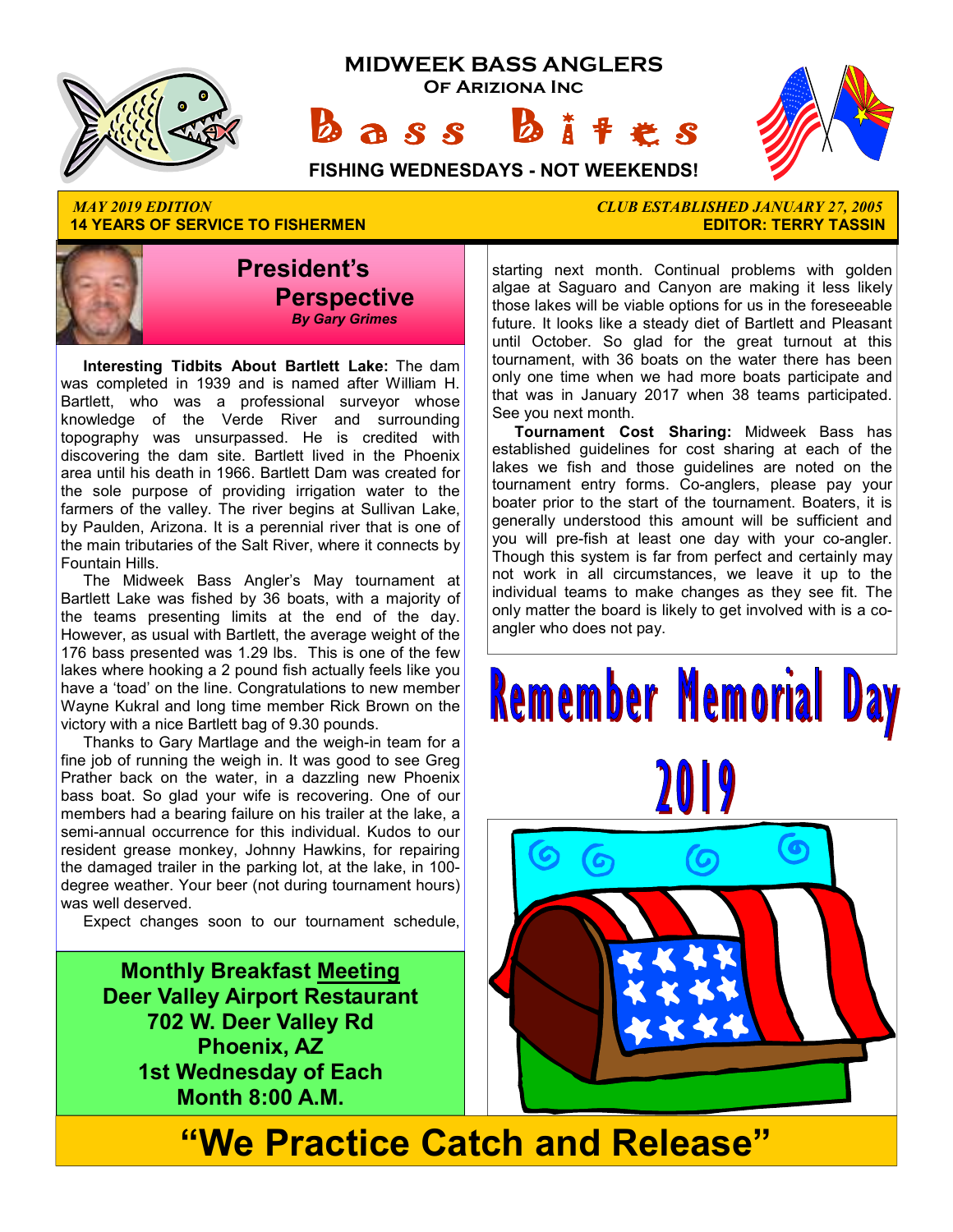# MIDWEEK BASS ANGLERS

## Of Ariziona Inc

# Bass Bites

**FISHING WEDNESDAYS - NOT WEEKENDS!**

*MAY 2019 EDITION* — *CLUB ESTABLISHED JANUARY 27, 2005*

**14 YEARS OF SERVICE TO FISHERMEN** — **EDITOR: TERRY TASSIN**

## President's Perspective

***By Gary Grimes***

**Interesting Tidbits About Bartlett Lake:** The dam was completed in 1939 and is named after William H. Bartlett, who was a professional surveyor whose knowledge of the Verde River and surrounding topography was unsurpassed. He is credited with discovering the dam site. Bartlett lived in the Phoenix area until his death in 1966. Bartlett Dam was created for the sole purpose of providing irrigation water to the farmers of the valley. The river begins at Sullivan Lake, by Paulden, Arizona. It is a perennial river that is one of the main tributaries of the Salt River, where it connects by Fountain Hills.

The Midweek Bass Angler's May tournament at Bartlett Lake was fished by 36 boats, with a majority of the teams presenting limits at the end of the day. However, as usual with Bartlett, the average weight of the 176 bass presented was 1.29 lbs. This is one of the few lakes where hooking a 2 pound fish actually feels like you have a 'toad' on the line. Congratulations to new member Wayne Kukral and long time member Rick Brown on the victory with a nice Bartlett bag of 9.30 pounds.

Thanks to Gary Martlage and the weigh-in team for a fine job of running the weigh in. It was good to see Greg Prather back on the water, in a dazzling new Phoenix bass boat. So glad your wife is recovering. One of our members had a bearing failure on his trailer at the lake, a semi-annual occurrence for this individual. Kudos to our resident grease monkey, Johnny Hawkins, for repairing the damaged trailer in the parking lot, at the lake, in 100-degree weather. Your beer (not during tournament hours) was well deserved.

Expect changes soon to our tournament schedule, starting next month. Continual problems with golden algae at Saguaro and Canyon are making it less likely those lakes will be viable options for us in the foreseeable future. It looks like a steady diet of Bartlett and Pleasant until October. So glad for the great turnout at this tournament, with 36 boats on the water there has been only one time when we had more boats participate and that was in January 2017 when 38 teams participated. See you next month.

**Tournament Cost Sharing:** Midweek Bass has established guidelines for cost sharing at each of the lakes we fish and those guidelines are noted on the tournament entry forms. Co-anglers, please pay your boater prior to the start of the tournament. Boaters, it is generally understood this amount will be sufficient and you will pre-fish at least one day with your co-angler. Though this system is far from perfect and certainly may not work in all circumstances, we leave it up to the individual teams to make changes as they see fit. The only matter the board is likely to get involved with is a co-angler who does not pay.

**Monthly Breakfast Meeting**
**Deer Valley Airport Restaurant**
**702 W. Deer Valley Rd**
**Phoenix, AZ**
**1st Wednesday of Each Month 8:00 A.M.**

## Remember Memorial Day 2019

# "We Practice Catch and Release"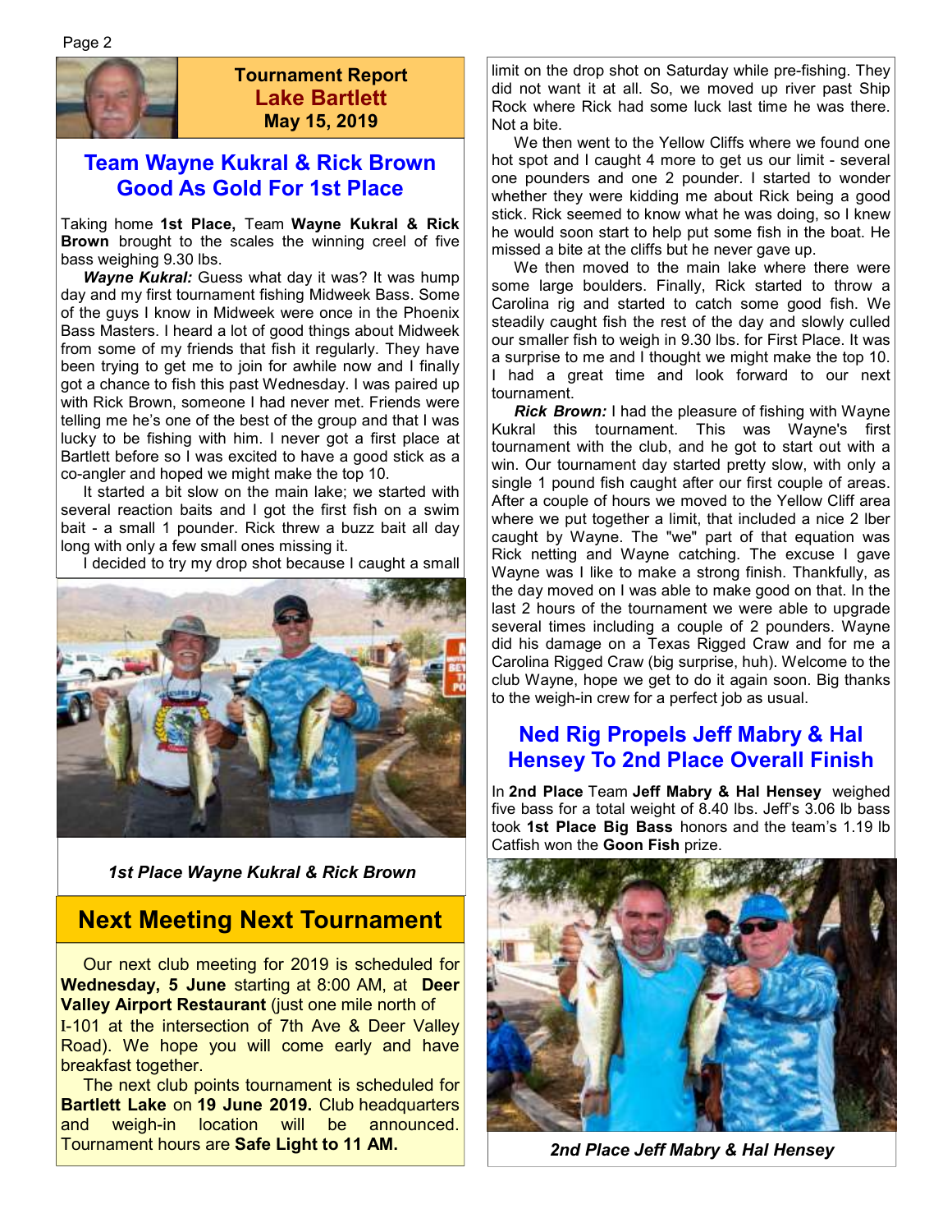## Tournament Report
## Lake Bartlett
## May 15, 2019

## Team Wayne Kukral & Rick Brown Good As Gold For 1st Place

Taking home **1st Place,** Team **Wayne Kukral & Rick Brown** brought to the scales the winning creel of five bass weighing 9.30 lbs.

***Wayne Kukral:*** Guess what day it was? It was hump day and my first tournament fishing Midweek Bass. Some of the guys I know in Midweek were once in the Phoenix Bass Masters. I heard a lot of good things about Midweek from some of my friends that fish it regularly. They have been trying to get me to join for awhile now and I finally got a chance to fish this past Wednesday. I was paired up with Rick Brown, someone I had never met. Friends were telling me he's one of the best of the group and that I was lucky to be fishing with him. I never got a first place at Bartlett before so I was excited to have a good stick as a co-angler and hoped we might make the top 10.

It started a bit slow on the main lake; we started with several reaction baits and I got the first fish on a swim bait - a small 1 pounder. Rick threw a buzz bait all day long with only a few small ones missing it.

I decided to try my drop shot because I caught a small limit on the drop shot on Saturday while pre-fishing. They did not want it at all. So, we moved up river past Ship Rock where Rick had some luck last time he was there. Not a bite.

We then went to the Yellow Cliffs where we found one hot spot and I caught 4 more to get us our limit - several one pounders and one 2 pounder. I started to wonder whether they were kidding me about Rick being a good stick. Rick seemed to know what he was doing, so I knew he would soon start to help put some fish in the boat. He missed a bite at the cliffs but he never gave up.

We then moved to the main lake where there were some large boulders. Finally, Rick started to throw a Carolina rig and started to catch some good fish. We steadily caught fish the rest of the day and slowly culled our smaller fish to weigh in 9.30 lbs. for First Place. It was a surprise to me and I thought we might make the top 10. I had a great time and look forward to our next tournament.

***Rick Brown:*** I had the pleasure of fishing with Wayne Kukral this tournament. This was Wayne's first tournament with the club, and he got to start out with a win. Our tournament day started pretty slow, with only a single 1 pound fish caught after our first couple of areas. After a couple of hours we moved to the Yellow Cliff area where we put together a limit, that included a nice 2 lber caught by Wayne. The "we" part of that equation was Rick netting and Wayne catching. The excuse I gave Wayne was I like to make a strong finish. Thankfully, as the day moved on I was able to make good on that. In the last 2 hours of the tournament we were able to upgrade several times including a couple of 2 pounders. Wayne did his damage on a Texas Rigged Craw and for me a Carolina Rigged Craw (big surprise, huh). Welcome to the club Wayne, hope we get to do it again soon. Big thanks to the weigh-in crew for a perfect job as usual.

*1st Place Wayne Kukral & Rick Brown*

## Next Meeting Next Tournament

Our next club meeting for 2019 is scheduled for **Wednesday, 5 June** starting at 8:00 AM, at **Deer Valley Airport Restaurant** (just one mile north of I-101 at the intersection of 7th Ave & Deer Valley Road). We hope you will come early and have breakfast together.

The next club points tournament is scheduled for **Bartlett Lake** on **19 June 2019.** Club headquarters and weigh-in location will be announced. Tournament hours are **Safe Light to 11 AM.**

## Ned Rig Propels Jeff Mabry & Hal Hensey To 2nd Place Overall Finish

In **2nd Place** Team **Jeff Mabry & Hal Hensey** weighed five bass for a total weight of 8.40 lbs. Jeff's 3.06 lb bass took **1st Place Big Bass** honors and the team's 1.19 lb Catfish won the **Goon Fish** prize.

*2nd Place Jeff Mabry & Hal Hensey*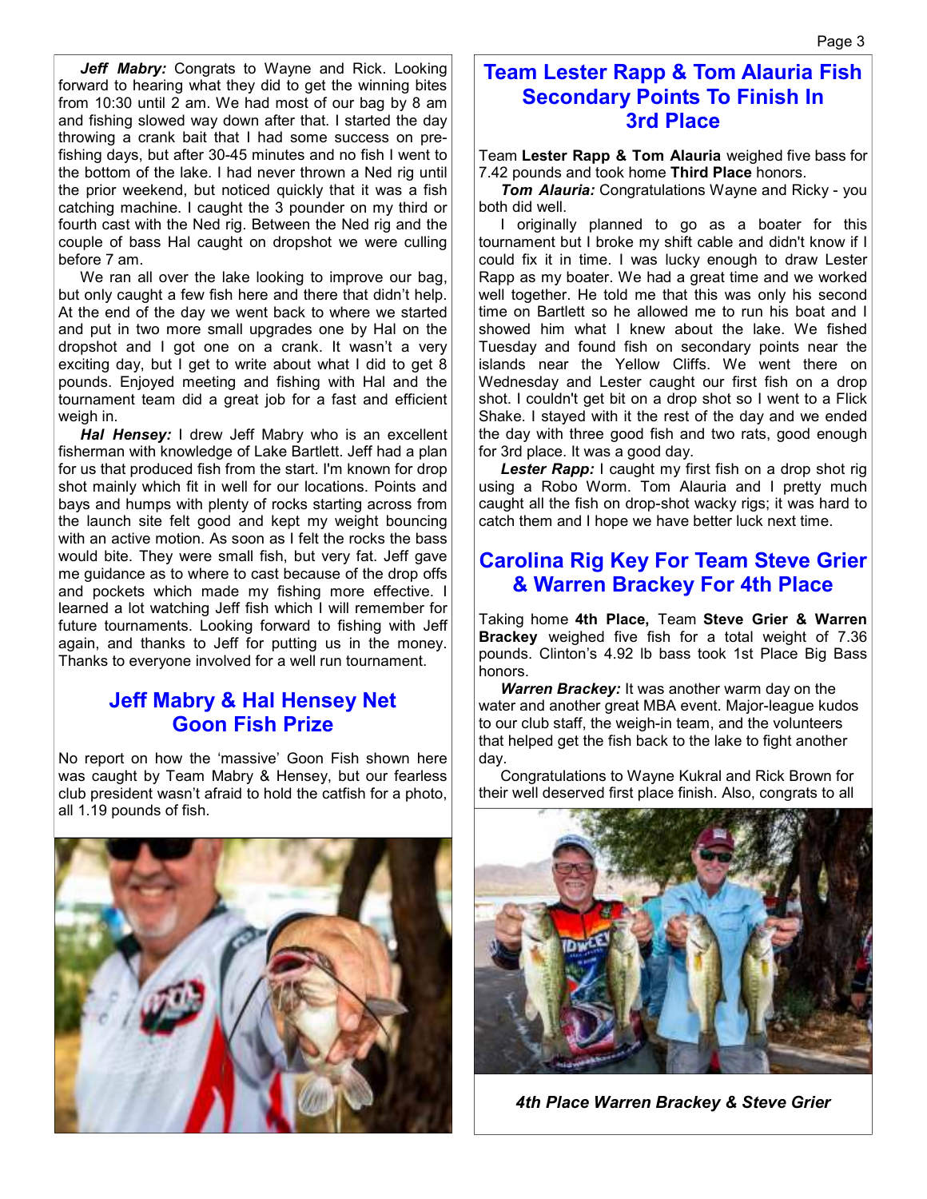***Jeff Mabry:*** Congrats to Wayne and Rick. Looking forward to hearing what they did to get the winning bites from 10:30 until 2 am. We had most of our bag by 8 am and fishing slowed way down after that. I started the day throwing a crank bait that I had some success on pre-fishing days, but after 30-45 minutes and no fish I went to the bottom of the lake. I had never thrown a Ned rig until the prior weekend, but noticed quickly that it was a fish catching machine. I caught the 3 pounder on my third or fourth cast with the Ned rig. Between the Ned rig and the couple of bass Hal caught on dropshot we were culling before 7 am.

We ran all over the lake looking to improve our bag, but only caught a few fish here and there that didn't help. At the end of the day we went back to where we started and put in two more small upgrades one by Hal on the dropshot and I got one on a crank. It wasn't a very exciting day, but I get to write about what I did to get 8 pounds. Enjoyed meeting and fishing with Hal and the tournament team did a great job for a fast and efficient weigh in.

***Hal Hensey:*** I drew Jeff Mabry who is an excellent fisherman with knowledge of Lake Bartlett. Jeff had a plan for us that produced fish from the start. I'm known for drop shot mainly which fit in well for our locations. Points and bays and humps with plenty of rocks starting across from the launch site felt good and kept my weight bouncing with an active motion. As soon as I felt the rocks the bass would bite. They were small fish, but very fat. Jeff gave me guidance as to where to cast because of the drop offs and pockets which made my fishing more effective. I learned a lot watching Jeff fish which I will remember for future tournaments. Looking forward to fishing with Jeff again, and thanks to Jeff for putting us in the money. Thanks to everyone involved for a well run tournament.

## Jeff Mabry & Hal Hensey Net Goon Fish Prize

No report on how the 'massive' Goon Fish shown here was caught by Team Mabry & Hensey, but our fearless club president wasn't afraid to hold the catfish for a photo, all 1.19 pounds of fish.

## Team Lester Rapp & Tom Alauria Fish Secondary Points To Finish In 3rd Place

Team **Lester Rapp & Tom Alauria** weighed five bass for 7.42 pounds and took home **Third Place** honors.

***Tom Alauria:*** Congratulations Wayne and Ricky - you both did well.

I originally planned to go as a boater for this tournament but I broke my shift cable and didn't know if I could fix it in time. I was lucky enough to draw Lester Rapp as my boater. We had a great time and we worked well together. He told me that this was only his second time on Bartlett so he allowed me to run his boat and I showed him what I knew about the lake. We fished Tuesday and found fish on secondary points near the islands near the Yellow Cliffs. We went there on Wednesday and Lester caught our first fish on a drop shot. I couldn't get bit on a drop shot so I went to a Flick Shake. I stayed with it the rest of the day and we ended the day with three good fish and two rats, good enough for 3rd place. It was a good day.

***Lester Rapp:*** I caught my first fish on a drop shot rig using a Robo Worm. Tom Alauria and I pretty much caught all the fish on drop-shot wacky rigs; it was hard to catch them and I hope we have better luck next time.

## Carolina Rig Key For Team Steve Grier & Warren Brackey For 4th Place

Taking home **4th Place,** Team **Steve Grier & Warren Brackey** weighed five fish for a total weight of 7.36 pounds. Clinton's 4.92 lb bass took 1st Place Big Bass honors.

***Warren Brackey:*** It was another warm day on the water and another great MBA event. Major-league kudos to our club staff, the weigh-in team, and the volunteers that helped get the fish back to the lake to fight another day.

Congratulations to Wayne Kukral and Rick Brown for their well deserved first place finish. Also, congrats to all

***4th Place Warren Brackey & Steve Grier***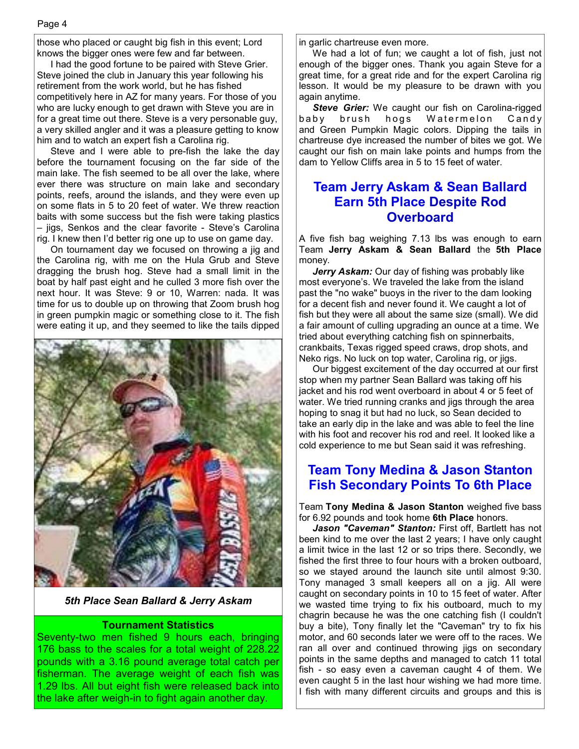those who placed or caught big fish in this event; Lord knows the bigger ones were few and far between.

I had the good fortune to be paired with Steve Grier. Steve joined the club in January this year following his retirement from the work world, but he has fished competitively here in AZ for many years. For those of you who are lucky enough to get drawn with Steve you are in for a great time out there. Steve is a very personable guy, a very skilled angler and it was a pleasure getting to know him and to watch an expert fish a Carolina rig.

Steve and I were able to pre-fish the lake the day before the tournament focusing on the far side of the main lake. The fish seemed to be all over the lake, where ever there was structure on main lake and secondary points, reefs, around the islands, and they were even up on some flats in 5 to 20 feet of water. We threw reaction baits with some success but the fish were taking plastics – jigs, Senkos and the clear favorite - Steve's Carolina rig. I knew then I'd better rig one up to use on game day.

On tournament day we focused on throwing a jig and the Carolina rig, with me on the Hula Grub and Steve dragging the brush hog. Steve had a small limit in the boat by half past eight and he culled 3 more fish over the next hour. It was Steve: 9 or 10, Warren: nada. It was time for us to double up on throwing that Zoom brush hog in green pumpkin magic or something close to it. The fish were eating it up, and they seemed to like the tails dipped

*5th Place Sean Ballard & Jerry Askam*

**Tournament Statistics**

Seventy-two men fished 9 hours each, bringing 176 bass to the scales for a total weight of 228.22 pounds with a 3.16 pound average total catch per fisherman. The average weight of each fish was 1.29 lbs. All but eight fish were released back into the lake after weigh-in to fight again another day.

in garlic chartreuse even more.

We had a lot of fun; we caught a lot of fish, just not enough of the bigger ones. Thank you again Steve for a great time, for a great ride and for the expert Carolina rig lesson. It would be my pleasure to be drawn with you again anytime.

***Steve Grier:*** We caught our fish on Carolina-rigged baby brush hogs Watermelon Candy and Green Pumpkin Magic colors. Dipping the tails in chartreuse dye increased the number of bites we got. We caught our fish on main lake points and humps from the dam to Yellow Cliffs area in 5 to 15 feet of water.

## Team Jerry Askam & Sean Ballard Earn 5th Place Despite Rod Overboard

A five fish bag weighing 7.13 lbs was enough to earn Team **Jerry Askam & Sean Ballard** the **5th Place** money.

***Jerry Askam:*** Our day of fishing was probably like most everyone's. We traveled the lake from the island past the "no wake" buoys in the river to the dam looking for a decent fish and never found it. We caught a lot of fish but they were all about the same size (small). We did a fair amount of culling upgrading an ounce at a time. We tried about everything catching fish on spinnerbaits, crankbaits, Texas rigged speed craws, drop shots, and Neko rigs. No luck on top water, Carolina rig, or jigs.

Our biggest excitement of the day occurred at our first stop when my partner Sean Ballard was taking off his jacket and his rod went overboard in about 4 or 5 feet of water. We tried running cranks and jigs through the area hoping to snag it but had no luck, so Sean decided to take an early dip in the lake and was able to feel the line with his foot and recover his rod and reel. It looked like a cold experience to me but Sean said it was refreshing.

## Team Tony Medina & Jason Stanton Fish Secondary Points To 6th Place

Team **Tony Medina & Jason Stanton** weighed five bass for 6.92 pounds and took home **6th Place** honors.

***Jason "Caveman" Stanton:*** First off, Bartlett has not been kind to me over the last 2 years; I have only caught a limit twice in the last 12 or so trips there. Secondly, we fished the first three to four hours with a broken outboard, so we stayed around the launch site until almost 9:30. Tony managed 3 small keepers all on a jig. All were caught on secondary points in 10 to 15 feet of water. After we wasted time trying to fix his outboard, much to my chagrin because he was the one catching fish (I couldn't buy a bite), Tony finally let the "Caveman" try to fix his motor, and 60 seconds later we were off to the races. We ran all over and continued throwing jigs on secondary points in the same depths and managed to catch 11 total fish - so easy even a caveman caught 4 of them. We even caught 5 in the last hour wishing we had more time. I fish with many different circuits and groups and this is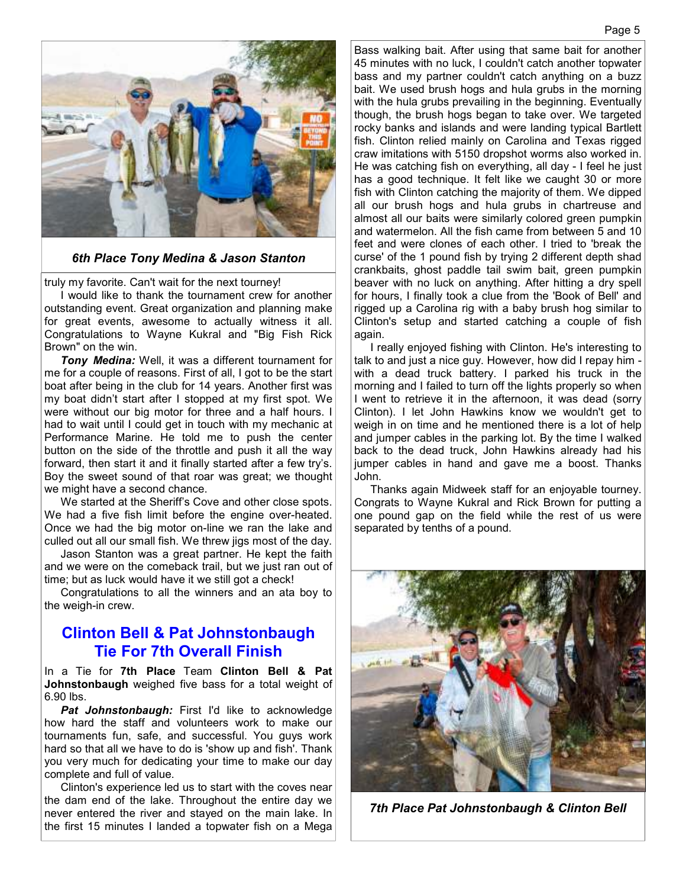*6th Place Tony Medina & Jason Stanton*

truly my favorite. Can't wait for the next tourney!

I would like to thank the tournament crew for another outstanding event. Great organization and planning make for great events, awesome to actually witness it all. Congratulations to Wayne Kukral and "Big Fish Rick Brown" on the win.

***Tony Medina:*** Well, it was a different tournament for me for a couple of reasons. First of all, I got to be the start boat after being in the club for 14 years. Another first was my boat didn't start after I stopped at my first spot. We were without our big motor for three and a half hours. I had to wait until I could get in touch with my mechanic at Performance Marine. He told me to push the center button on the side of the throttle and push it all the way forward, then start it and it finally started after a few try's. Boy the sweet sound of that roar was great; we thought we might have a second chance.

We started at the Sheriff's Cove and other close spots. We had a five fish limit before the engine over-heated. Once we had the big motor on-line we ran the lake and culled out all our small fish. We threw jigs most of the day.

Jason Stanton was a great partner. He kept the faith and we were on the comeback trail, but we just ran out of time; but as luck would have it we still got a check!

Congratulations to all the winners and an ata boy to the weigh-in crew.

## Clinton Bell & Pat Johnstonbaugh Tie For 7th Overall Finish

In a Tie for **7th Place** Team **Clinton Bell & Pat Johnstonbaugh** weighed five bass for a total weight of 6.90 lbs.

***Pat Johnstonbaugh:*** First I'd like to acknowledge how hard the staff and volunteers work to make our tournaments fun, safe, and successful. You guys work hard so that all we have to do is 'show up and fish'. Thank you very much for dedicating your time to make our day complete and full of value.

Clinton's experience led us to start with the coves near the dam end of the lake. Throughout the entire day we never entered the river and stayed on the main lake. In the first 15 minutes I landed a topwater fish on a Mega Bass walking bait. After using that same bait for another 45 minutes with no luck, I couldn't catch another topwater bass and my partner couldn't catch anything on a buzz bait. We used brush hogs and hula grubs in the morning with the hula grubs prevailing in the beginning. Eventually though, the brush hogs began to take over. We targeted rocky banks and islands and were landing typical Bartlett fish. Clinton relied mainly on Carolina and Texas rigged craw imitations with 5150 dropshot worms also worked in. He was catching fish on everything, all day - I feel he just has a good technique. It felt like we caught 30 or more fish with Clinton catching the majority of them. We dipped all our brush hogs and hula grubs in chartreuse and almost all our baits were similarly colored green pumpkin and watermelon. All the fish came from between 5 and 10 feet and were clones of each other. I tried to 'break the curse' of the 1 pound fish by trying 2 different depth shad crankbaits, ghost paddle tail swim bait, green pumpkin beaver with no luck on anything. After hitting a dry spell for hours, I finally took a clue from the 'Book of Bell' and rigged up a Carolina rig with a baby brush hog similar to Clinton's setup and started catching a couple of fish again.

I really enjoyed fishing with Clinton. He's interesting to talk to and just a nice guy. However, how did I repay him - with a dead truck battery. I parked his truck in the morning and I failed to turn off the lights properly so when I went to retrieve it in the afternoon, it was dead (sorry Clinton). I let John Hawkins know we wouldn't get to weigh in on time and he mentioned there is a lot of help and jumper cables in the parking lot. By the time I walked back to the dead truck, John Hawkins already had his jumper cables in hand and gave me a boost. Thanks John.

Thanks again Midweek staff for an enjoyable tourney. Congrats to Wayne Kukral and Rick Brown for putting a one pound gap on the field while the rest of us were separated by tenths of a pound.

*7th Place Pat Johnstonbaugh & Clinton Bell*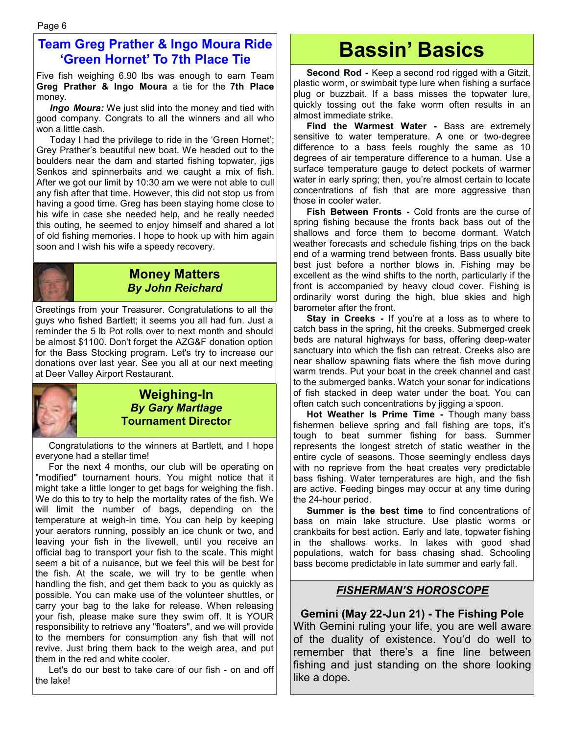## Team Greg Prather & Ingo Moura Ride 'Green Hornet' To 7th Place Tie

Five fish weighing 6.90 lbs was enough to earn Team **Greg Prather & Ingo Moura** a tie for the **7th Place** money.

***Ingo Moura:*** We just slid into the money and tied with good company. Congrats to all the winners and all who won a little cash.

Today I had the privilege to ride in the 'Green Hornet'; Grey Prather's beautiful new boat. We headed out to the boulders near the dam and started fishing topwater, jigs Senkos and spinnerbaits and we caught a mix of fish. After we got our limit by 10:30 am we were not able to cull any fish after that time. However, this did not stop us from having a good time. Greg has been staying home close to his wife in case she needed help, and he really needed this outing, he seemed to enjoy himself and shared a lot of old fishing memories. I hope to hook up with him again soon and I wish his wife a speedy recovery.

## Money Matters
***By John Reichard***

Greetings from your Treasurer. Congratulations to all the guys who fished Bartlett; it seems you all had fun. Just a reminder the 5 lb Pot rolls over to next month and should be almost $1100. Don't forget the AZG&F donation option for the Bass Stocking program. Let's try to increase our donations over last year. See you all at our next meeting at Deer Valley Airport Restaurant.

## Weighing-In
***By Gary Martlage***
**Tournament Director**

Congratulations to the winners at Bartlett, and I hope everyone had a stellar time!

For the next 4 months, our club will be operating on "modified" tournament hours. You might notice that it might take a little longer to get bags for weighing the fish. We do this to try to help the mortality rates of the fish. We will limit the number of bags, depending on the temperature at weigh-in time. You can help by keeping your aerators running, possibly an ice chunk or two, and leaving your fish in the livewell, until you receive an official bag to transport your fish to the scale. This might seem a bit of a nuisance, but we feel this will be best for the fish. At the scale, we will try to be gentle when handling the fish, and get them back to you as quickly as possible. You can make use of the volunteer shuttles, or carry your bag to the lake for release. When releasing your fish, please make sure they swim off. It is YOUR responsibility to retrieve any "floaters", and we will provide to the members for consumption any fish that will not revive. Just bring them back to the weigh area, and put them in the red and white cooler.

Let's do our best to take care of our fish - on and off the lake!

# Bassin' Basics

**Second Rod -** Keep a second rod rigged with a Gitzit, plastic worm, or swimbait type lure when fishing a surface plug or buzzbait. If a bass misses the topwater lure, quickly tossing out the fake worm often results in an almost immediate strike.

**Find the Warmest Water -** Bass are extremely sensitive to water temperature. A one or two-degree difference to a bass feels roughly the same as 10 degrees of air temperature difference to a human. Use a surface temperature gauge to detect pockets of warmer water in early spring; then, you're almost certain to locate concentrations of fish that are more aggressive than those in cooler water.

**Fish Between Fronts -** Cold fronts are the curse of spring fishing because the fronts back bass out of the shallows and force them to become dormant. Watch weather forecasts and schedule fishing trips on the back end of a warming trend between fronts. Bass usually bite best just before a norther blows in. Fishing may be excellent as the wind shifts to the north, particularly if the front is accompanied by heavy cloud cover. Fishing is ordinarily worst during the high, blue skies and high barometer after the front.

**Stay in Creeks -** If you're at a loss as to where to catch bass in the spring, hit the creeks. Submerged creek beds are natural highways for bass, offering deep-water sanctuary into which the fish can retreat. Creeks also are near shallow spawning flats where the fish move during warm trends. Put your boat in the creek channel and cast to the submerged banks. Watch your sonar for indications of fish stacked in deep water under the boat. You can often catch such concentrations by jigging a spoon.

**Hot Weather Is Prime Time -** Though many bass fishermen believe spring and fall fishing are tops, it's tough to beat summer fishing for bass. Summer represents the longest stretch of static weather in the entire cycle of seasons. Those seemingly endless days with no reprieve from the heat creates very predictable bass fishing. Water temperatures are high, and the fish are active. Feeding binges may occur at any time during the 24-hour period.

**Summer is the best time** to find concentrations of bass on main lake structure. Use plastic worms or crankbaits for best action. Early and late, topwater fishing in the shallows works. In lakes with good shad populations, watch for bass chasing shad. Schooling bass become predictable in late summer and early fall.

## *FISHERMAN'S HOROSCOPE*

**Gemini (May 22-Jun 21) - The Fishing Pole**
With Gemini ruling your life, you are well aware of the duality of existence. You'd do well to remember that there's a fine line between fishing and just standing on the shore looking like a dope.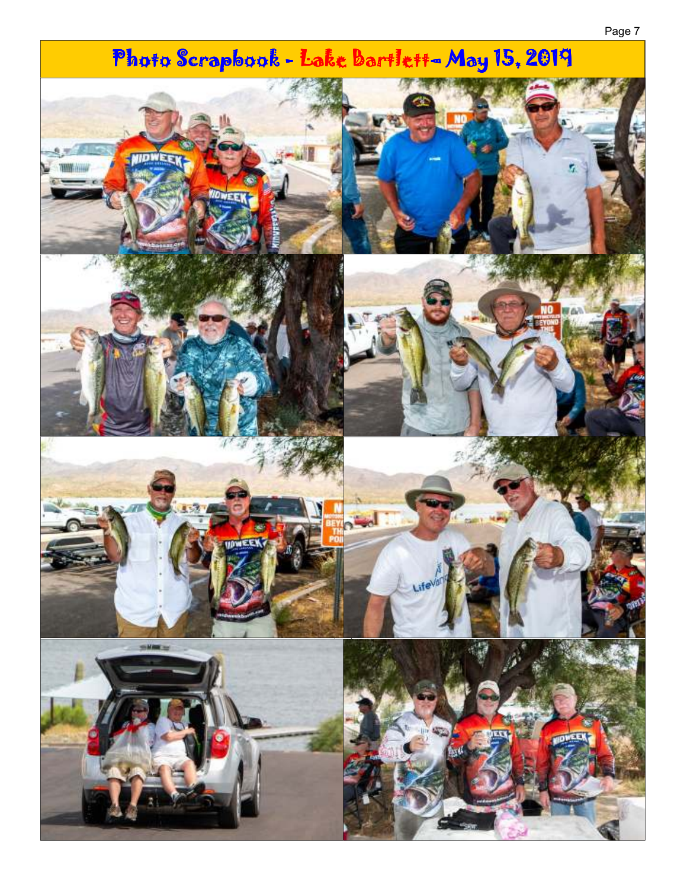# Photo Scrapbook - Lake Bartlett- May 15, 2019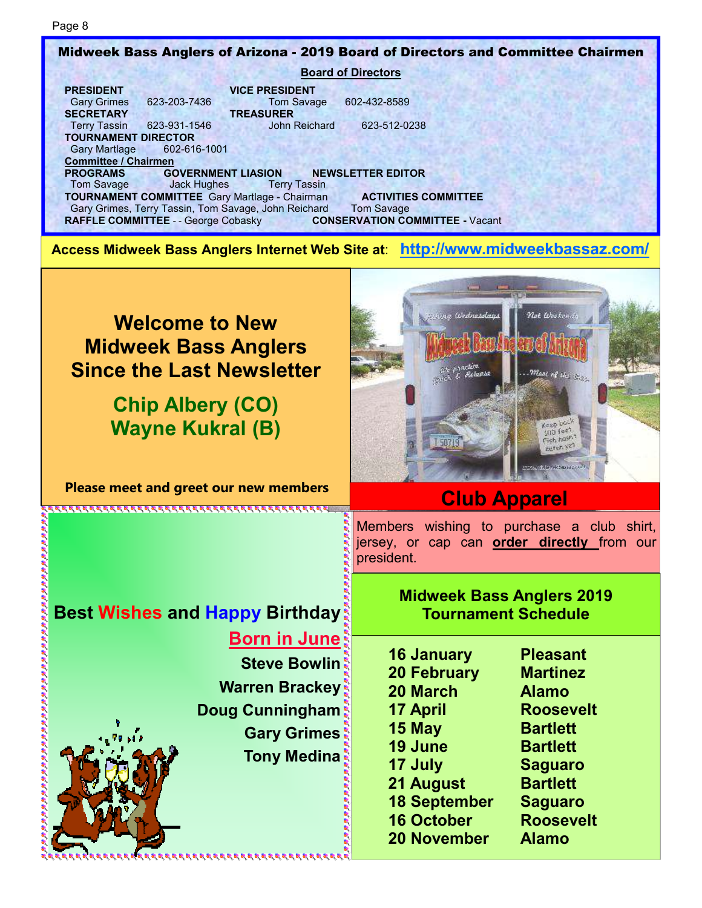## Midweek Bass Anglers of Arizona - 2019 Board of Directors and Committee Chairmen

### Board of Directors

**PRESIDENT**
Gary Grimes 623-203-7436

**VICE PRESIDENT**
Tom Savage 602-432-8589

**SECRETARY**
Terry Tassin 623-931-1546

**TREASURER**
John Reichard 623-512-0238

**TOURNAMENT DIRECTOR**
Gary Martlage 602-616-1001

### Committee / Chairmen

**PROGRAMS**
Tom Savage

**GOVERNMENT LIASION**
Jack Hughes

**NEWSLETTER EDITOR**
Terry Tassin

**TOURNAMENT COMMITTEE** Gary Martlage - Chairman
Gary Grimes, Terry Tassin, Tom Savage, John Reichard

**ACTIVITIES COMMITTEE**
Tom Savage

**RAFFLE COMMITTEE** - - George Cobasky

**CONSERVATION COMMITTEE** - Vacant

**Access Midweek Bass Anglers Internet Web Site at**: http://www.midweekbassaz.com/

## Welcome to New Midweek Bass Anglers Since the Last Newsletter

**Chip Albery (CO)**
**Wayne Kukral (B)**

**Please meet and greet our new members**

## Club Apparel

Members wishing to purchase a club shirt, jersey, or cap can **order directly** from our president.

## Best Wishes and Happy Birthday

### Born in June

Steve Bowlin
Warren Brackey
Doug Cunningham
Gary Grimes
Tony Medina

## Midweek Bass Anglers 2019 Tournament Schedule

| | |
|---|---|
| 16 January | Pleasant |
| 20 February | Martinez |
| 20 March | Alamo |
| 17 April | Roosevelt |
| 15 May | Bartlett |
| 19 June | Bartlett |
| 17 July | Saguaro |
| 21 August | Bartlett |
| 18 September | Saguaro |
| 16 October | Roosevelt |
| 20 November | Alamo |